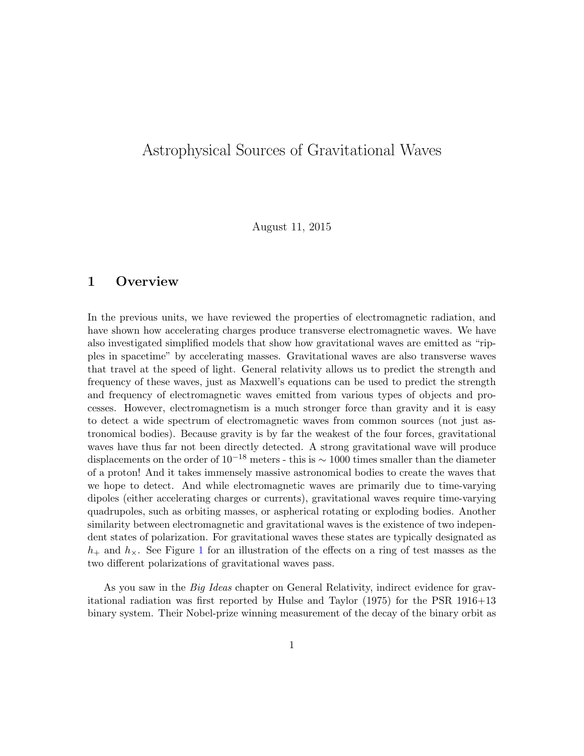# Astrophysical Sources of Gravitational Waves

August 11, 2015

## 1 Overview

In the previous units, we have reviewed the properties of electromagnetic radiation, and have shown how accelerating charges produce transverse electromagnetic waves. We have also investigated simplified models that show how gravitational waves are emitted as "ripples in spacetime" by accelerating masses. Gravitational waves are also transverse waves that travel at the speed of light. General relativity allows us to predict the strength and frequency of these waves, just as Maxwell's equations can be used to predict the strength and frequency of electromagnetic waves emitted from various types of objects and processes. However, electromagnetism is a much stronger force than gravity and it is easy to detect a wide spectrum of electromagnetic waves from common sources (not just astronomical bodies). Because gravity is by far the weakest of the four forces, gravitational waves have thus far not been directly detected. A strong gravitational wave will produce displacements on the order of $10^{-18}$ meters - this is $\sim 1000$ times smaller than the diameter of a proton! And it takes immensely massive astronomical bodies to create the waves that we hope to detect. And while electromagnetic waves are primarily due to time-varying dipoles (either accelerating charges or currents), gravitational waves require time-varying quadrupoles, such as orbiting masses, or aspherical rotating or exploding bodies. Another similarity between electromagnetic and gravitational waves is the existence of two independent states of polarization. For gravitational waves these states are typically designated as $h_+$ and $h_\times$. See Figure 1 for an illustration of the effects on a ring of test masses as the two different polarizations of gravitational waves pass.

As you saw in the *Big Ideas* chapter on General Relativity, indirect evidence for gravitational radiation was first reported by Hulse and Taylor (1975) for the PSR 1916+13 binary system. Their Nobel-prize winning measurement of the decay of the binary orbit as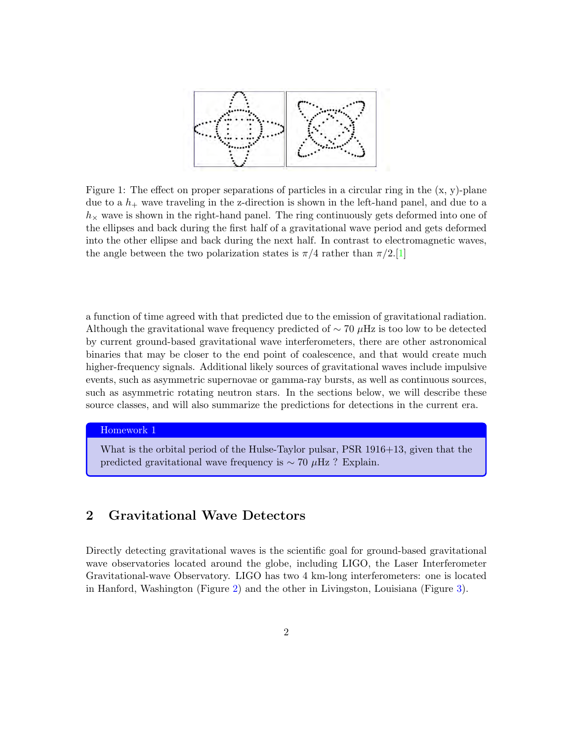Figure 1: The effect on proper separations of particles in a circular ring in the (x, y)-plane due to a $h_+$ wave traveling in the z-direction is shown in the left-hand panel, and due to a $h_\times$ wave is shown in the right-hand panel. The ring continuously gets deformed into one of the ellipses and back during the first half of a gravitational wave period and gets deformed into the other ellipse and back during the next half. In contrast to electromagnetic waves, the angle between the two polarization states is $\pi/4$ rather than $\pi/2$.[1]

a function of time agreed with that predicted due to the emission of gravitational radiation. Although the gravitational wave frequency predicted of $\sim 70$ $\mu$Hz is too low to be detected by current ground-based gravitational wave interferometers, there are other astronomical binaries that may be closer to the end point of coalescence, and that would create much higher-frequency signals. Additional likely sources of gravitational waves include impulsive events, such as asymmetric supernovae or gamma-ray bursts, as well as continuous sources, such as asymmetric rotating neutron stars. In the sections below, we will describe these source classes, and will also summarize the predictions for detections in the current era.

> **Homework 1**
>
> What is the orbital period of the Hulse-Taylor pulsar, PSR 1916+13, given that the predicted gravitational wave frequency is $\sim 70$ $\mu$Hz ? Explain.

## 2 Gravitational Wave Detectors

Directly detecting gravitational waves is the scientific goal for ground-based gravitational wave observatories located around the globe, including LIGO, the Laser Interferometer Gravitational-wave Observatory. LIGO has two 4 km-long interferometers: one is located in Hanford, Washington (Figure 2) and the other in Livingston, Louisiana (Figure 3).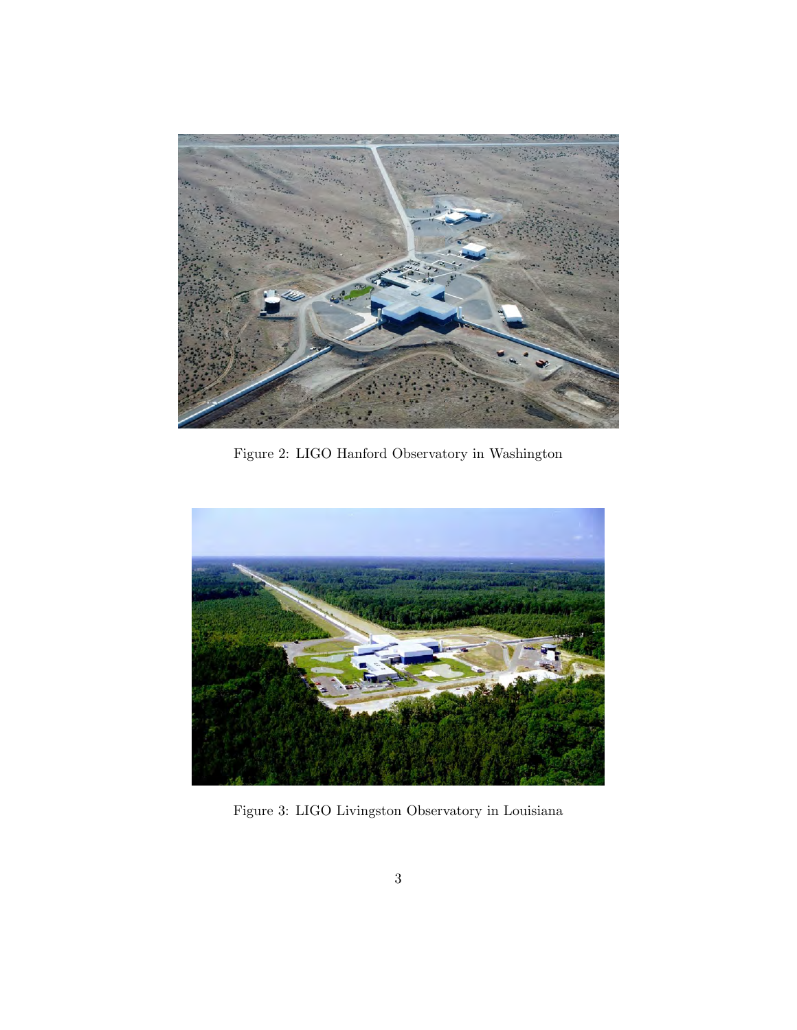Figure 2: LIGO Hanford Observatory in Washington

Figure 3: LIGO Livingston Observatory in Louisiana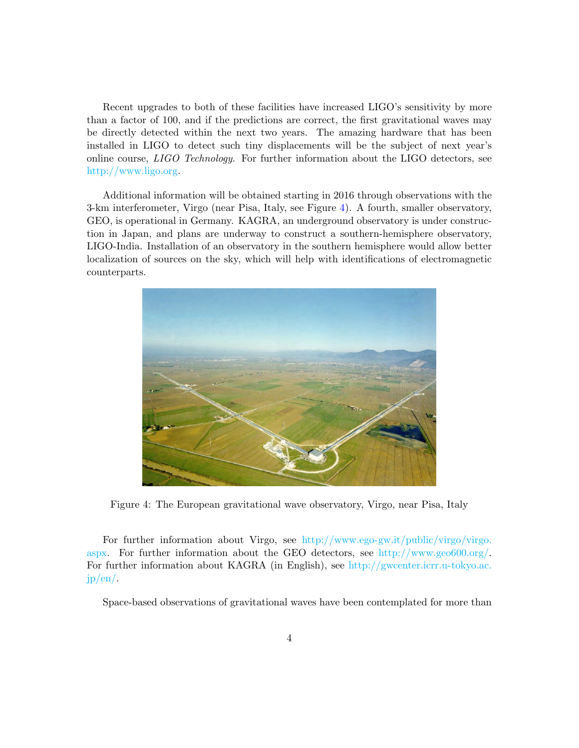Recent upgrades to both of these facilities have increased LIGO's sensitivity by more than a factor of 100, and if the predictions are correct, the first gravitational waves may be directly detected within the next two years. The amazing hardware that has been installed in LIGO to detect such tiny displacements will be the subject of next year's online course, *LIGO Technology*. For further information about the LIGO detectors, see http://www.ligo.org.

Additional information will be obtained starting in 2016 through observations with the 3-km interferometer, Virgo (near Pisa, Italy, see Figure 4). A fourth, smaller observatory, GEO, is operational in Germany. KAGRA, an underground observatory is under construction in Japan, and plans are underway to construct a southern-hemisphere observatory, LIGO-India. Installation of an observatory in the southern hemisphere would allow better localization of sources on the sky, which will help with identifications of electromagnetic counterparts.

Figure 4: The European gravitational wave observatory, Virgo, near Pisa, Italy

For further information about Virgo, see http://www.ego-gw.it/public/virgo/virgo.aspx. For further information about the GEO detectors, see http://www.geo600.org/. For further information about KAGRA (in English), see http://gwcenter.icrr.u-tokyo.ac.jp/en/.

Space-based observations of gravitational waves have been contemplated for more than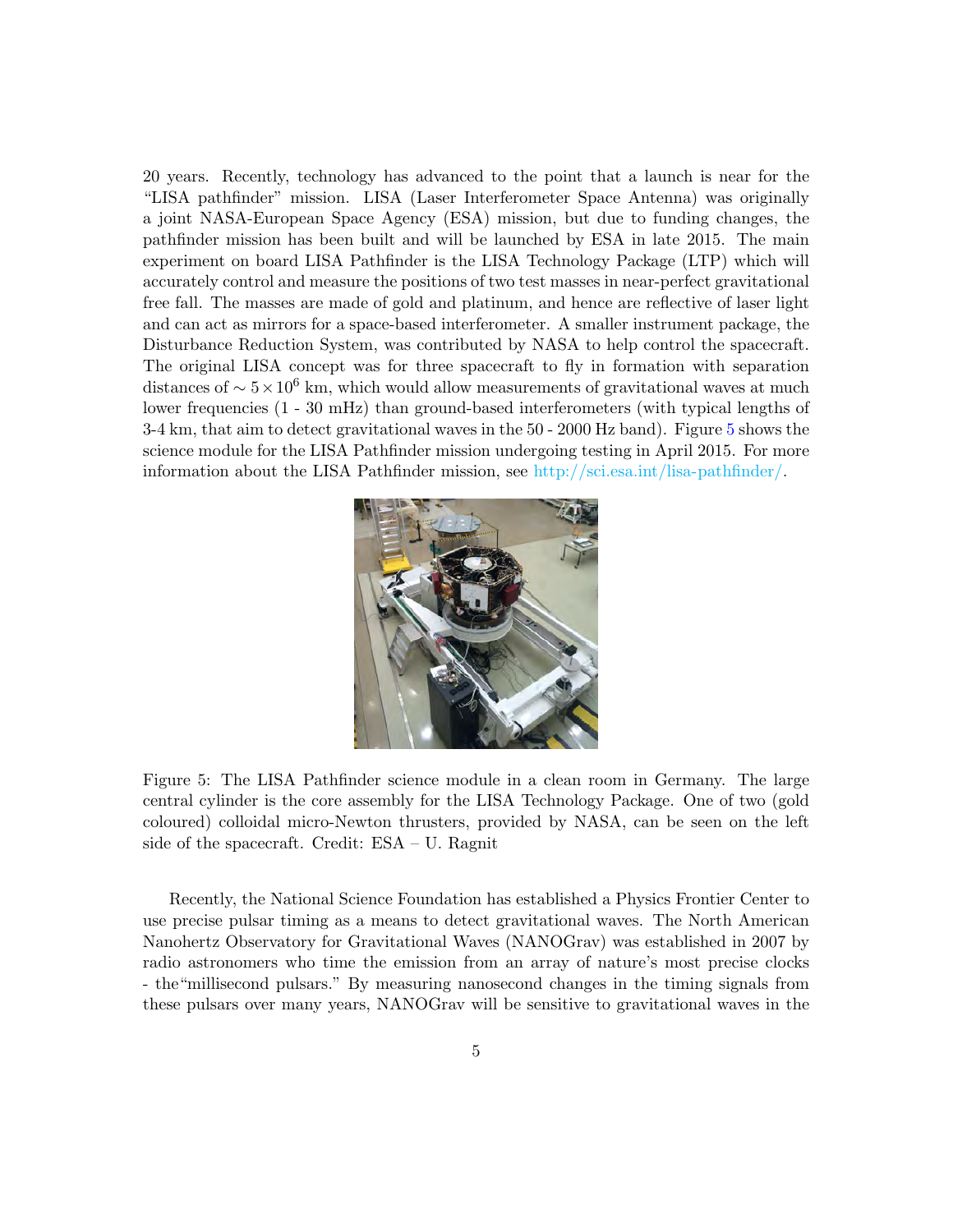20 years. Recently, technology has advanced to the point that a launch is near for the "LISA pathfinder" mission. LISA (Laser Interferometer Space Antenna) was originally a joint NASA-European Space Agency (ESA) mission, but due to funding changes, the pathfinder mission has been built and will be launched by ESA in late 2015. The main experiment on board LISA Pathfinder is the LISA Technology Package (LTP) which will accurately control and measure the positions of two test masses in near-perfect gravitational free fall. The masses are made of gold and platinum, and hence are reflective of laser light and can act as mirrors for a space-based interferometer. A smaller instrument package, the Disturbance Reduction System, was contributed by NASA to help control the spacecraft. The original LISA concept was for three spacecraft to fly in formation with separation distances of $\sim 5 \times 10^6$ km, which would allow measurements of gravitational waves at much lower frequencies (1 - 30 mHz) than ground-based interferometers (with typical lengths of 3-4 km, that aim to detect gravitational waves in the 50 - 2000 Hz band). Figure 5 shows the science module for the LISA Pathfinder mission undergoing testing in April 2015. For more information about the LISA Pathfinder mission, see http://sci.esa.int/lisa-pathfinder/.

Figure 5: The LISA Pathfinder science module in a clean room in Germany. The large central cylinder is the core assembly for the LISA Technology Package. One of two (gold coloured) colloidal micro-Newton thrusters, provided by NASA, can be seen on the left side of the spacecraft. Credit: ESA – U. Ragnit

Recently, the National Science Foundation has established a Physics Frontier Center to use precise pulsar timing as a means to detect gravitational waves. The North American Nanohertz Observatory for Gravitational Waves (NANOGrav) was established in 2007 by radio astronomers who time the emission from an array of nature's most precise clocks - the "millisecond pulsars." By measuring nanosecond changes in the timing signals from these pulsars over many years, NANOGrav will be sensitive to gravitational waves in the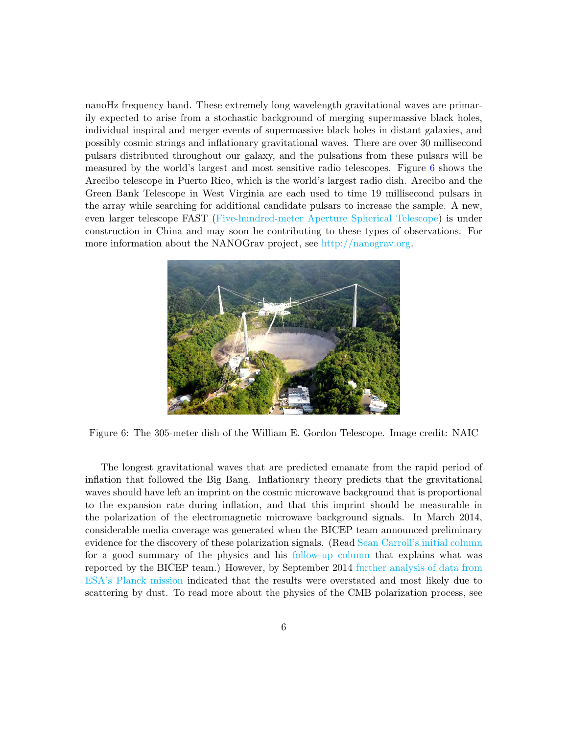nanoHz frequency band. These extremely long wavelength gravitational waves are primarily expected to arise from a stochastic background of merging supermassive black holes, individual inspiral and merger events of supermassive black holes in distant galaxies, and possibly cosmic strings and inflationary gravitational waves. There are over 30 millisecond pulsars distributed throughout our galaxy, and the pulsations from these pulsars will be measured by the world's largest and most sensitive radio telescopes. Figure 6 shows the Arecibo telescope in Puerto Rico, which is the world's largest radio dish. Arecibo and the Green Bank Telescope in West Virginia are each used to time 19 millisecond pulsars in the array while searching for additional candidate pulsars to increase the sample. A new, even larger telescope FAST (Five-hundred-meter Aperture Spherical Telescope) is under construction in China and may soon be contributing to these types of observations. For more information about the NANOGrav project, see http://nanograv.org.

Figure 6: The 305-meter dish of the William E. Gordon Telescope. Image credit: NAIC

The longest gravitational waves that are predicted emanate from the rapid period of inflation that followed the Big Bang. Inflationary theory predicts that the gravitational waves should have left an imprint on the cosmic microwave background that is proportional to the expansion rate during inflation, and that this imprint should be measurable in the polarization of the electromagnetic microwave background signals. In March 2014, considerable media coverage was generated when the BICEP team announced preliminary evidence for the discovery of these polarization signals. (Read Sean Carroll's initial column for a good summary of the physics and his follow-up column that explains what was reported by the BICEP team.) However, by September 2014 further analysis of data from ESA's Planck mission indicated that the results were overstated and most likely due to scattering by dust. To read more about the physics of the CMB polarization process, see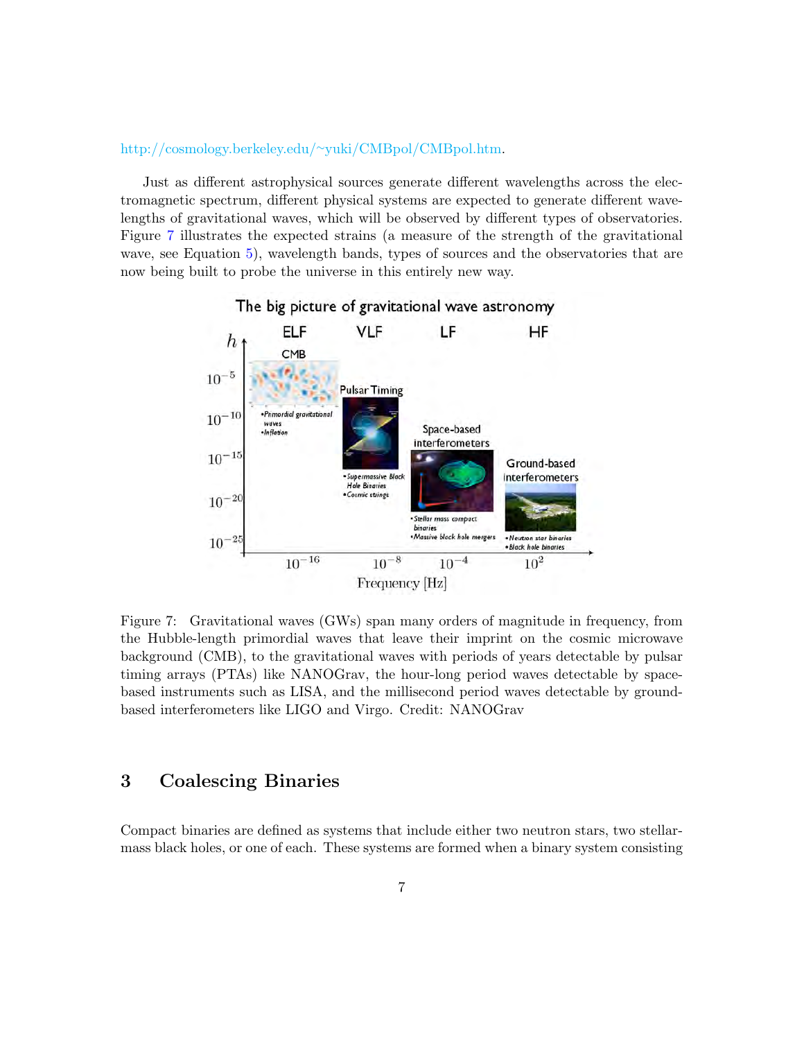http://cosmology.berkeley.edu/~yuki/CMBpol/CMBpol.htm.

Just as different astrophysical sources generate different wavelengths across the electromagnetic spectrum, different physical systems are expected to generate different wavelengths of gravitational waves, which will be observed by different types of observatories. Figure 7 illustrates the expected strains (a measure of the strength of the gravitational wave, see Equation 5), wavelength bands, types of sources and the observatories that are now being built to probe the universe in this entirely new way.

The big picture of gravitational wave astronomy

ELF VLF LF HF

$h$

$10^{-5}$
$10^{-10}$
$10^{-15}$
$10^{-20}$
$10^{-25}$

CMB
•Primordial gravitational waves
•Inflation

Pulsar Timing
•Supermassive Black Hole Binaries
•Cosmic strings

Space-based interferometers
•Stellar mass compact binaries
•Massive black hole mergers

Ground-based interferometers
•Neutron star binaries
•Black hole binaries

$10^{-16}$ $10^{-8}$ $10^{-4}$ $10^{2}$

Frequency [Hz]

Figure 7: Gravitational waves (GWs) span many orders of magnitude in frequency, from the Hubble-length primordial waves that leave their imprint on the cosmic microwave background (CMB), to the gravitational waves with periods of years detectable by pulsar timing arrays (PTAs) like NANOGrav, the hour-long period waves detectable by space-based instruments such as LISA, and the millisecond period waves detectable by ground-based interferometers like LIGO and Virgo. Credit: NANOGrav

## 3 Coalescing Binaries

Compact binaries are defined as systems that include either two neutron stars, two stellar-mass black holes, or one of each. These systems are formed when a binary system consisting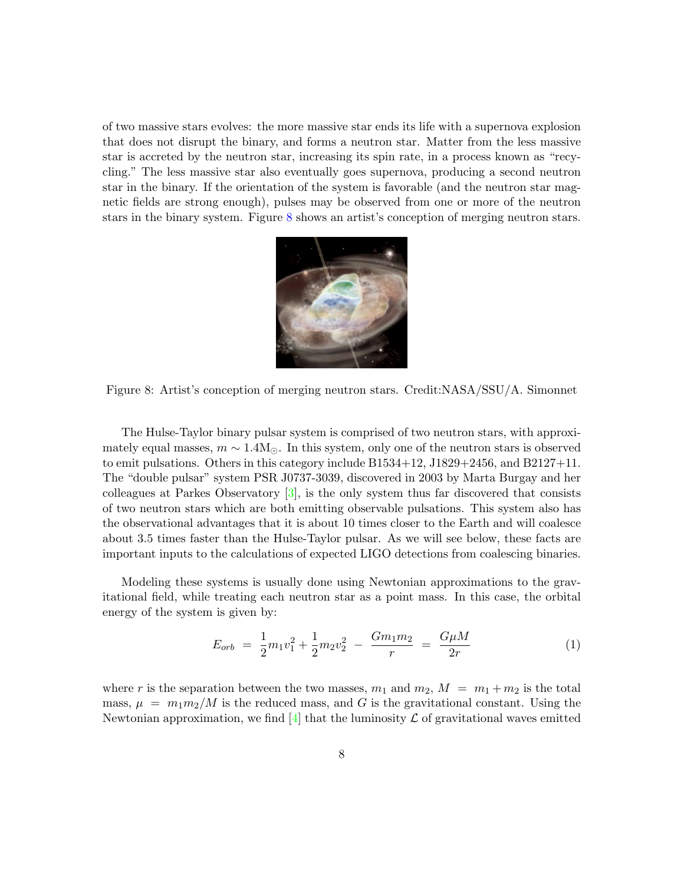of two massive stars evolves: the more massive star ends its life with a supernova explosion that does not disrupt the binary, and forms a neutron star. Matter from the less massive star is accreted by the neutron star, increasing its spin rate, in a process known as "recycling." The less massive star also eventually goes supernova, producing a second neutron star in the binary. If the orientation of the system is favorable (and the neutron star magnetic fields are strong enough), pulses may be observed from one or more of the neutron stars in the binary system. Figure 8 shows an artist's conception of merging neutron stars.

Figure 8: Artist's conception of merging neutron stars. Credit:NASA/SSU/A. Simonnet

The Hulse-Taylor binary pulsar system is comprised of two neutron stars, with approximately equal masses, $m \sim 1.4 \mathrm{M}_{\odot}$. In this system, only one of the neutron stars is observed to emit pulsations. Others in this category include B1534+12, J1829+2456, and B2127+11. The "double pulsar" system PSR J0737-3039, discovered in 2003 by Marta Burgay and her colleagues at Parkes Observatory [3], is the only system thus far discovered that consists of two neutron stars which are both emitting observable pulsations. This system also has the observational advantages that it is about 10 times closer to the Earth and will coalesce about 3.5 times faster than the Hulse-Taylor pulsar. As we will see below, these facts are important inputs to the calculations of expected LIGO detections from coalescing binaries.

Modeling these systems is usually done using Newtonian approximations to the gravitational field, while treating each neutron star as a point mass. In this case, the orbital energy of the system is given by:

$$E_{orb} \;=\; \frac{1}{2}m_1 v_1^2 + \frac{1}{2}m_2 v_2^2 \;-\; \frac{G m_1 m_2}{r} \;=\; \frac{G\mu M}{2r} \tag{1}$$

where $r$ is the separation between the two masses, $m_1$ and $m_2$, $M = m_1 + m_2$ is the total mass, $\mu = m_1 m_2 / M$ is the reduced mass, and $G$ is the gravitational constant. Using the Newtonian approximation, we find [4] that the luminosity $\mathcal{L}$ of gravitational waves emitted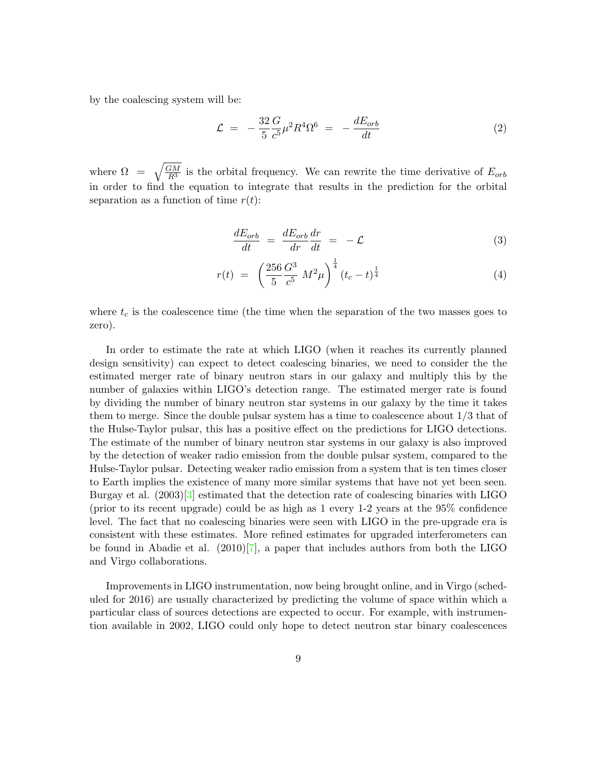by the coalescing system will be:

$$\mathcal{L} \;=\; -\frac{32}{5}\frac{G}{c^5}\mu^2 R^4 \Omega^6 \;=\; -\frac{dE_{orb}}{dt} \tag{2}$$

where $\Omega = \sqrt{\frac{GM}{R^3}}$ is the orbital frequency. We can rewrite the time derivative of $E_{orb}$ in order to find the equation to integrate that results in the prediction for the orbital separation as a function of time $r(t)$:

$$\frac{dE_{orb}}{dt} \;=\; \frac{dE_{orb}}{dr}\frac{dr}{dt} \;=\; -\mathcal{L} \tag{3}$$

$$r(t) \;=\; \left(\frac{256}{5}\frac{G^3}{c^5}\;M^2\mu\right)^{\frac{1}{4}}(t_c - t)^{\frac{1}{4}} \tag{4}$$

where $t_c$ is the coalescence time (the time when the separation of the two masses goes to zero).

In order to estimate the rate at which LIGO (when it reaches its currently planned design sensitivity) can expect to detect coalescing binaries, we need to consider the the estimated merger rate of binary neutron stars in our galaxy and multiply this by the number of galaxies within LIGO's detection range. The estimated merger rate is found by dividing the number of binary neutron star systems in our galaxy by the time it takes them to merge. Since the double pulsar system has a time to coalescence about 1/3 that of the Hulse-Taylor pulsar, this has a positive effect on the predictions for LIGO detections. The estimate of the number of binary neutron star systems in our galaxy is also improved by the detection of weaker radio emission from the double pulsar system, compared to the Hulse-Taylor pulsar. Detecting weaker radio emission from a system that is ten times closer to Earth implies the existence of many more similar systems that have not yet been seen. Burgay et al. (2003)[3] estimated that the detection rate of coalescing binaries with LIGO (prior to its recent upgrade) could be as high as 1 every 1-2 years at the 95% confidence level. The fact that no coalescing binaries were seen with LIGO in the pre-upgrade era is consistent with these estimates. More refined estimates for upgraded interferometers can be found in Abadie et al. (2010)[7], a paper that includes authors from both the LIGO and Virgo collaborations.

Improvements in LIGO instrumentation, now being brought online, and in Virgo (scheduled for 2016) are usually characterized by predicting the volume of space within which a particular class of sources detections are expected to occur. For example, with instrumention available in 2002, LIGO could only hope to detect neutron star binary coalescences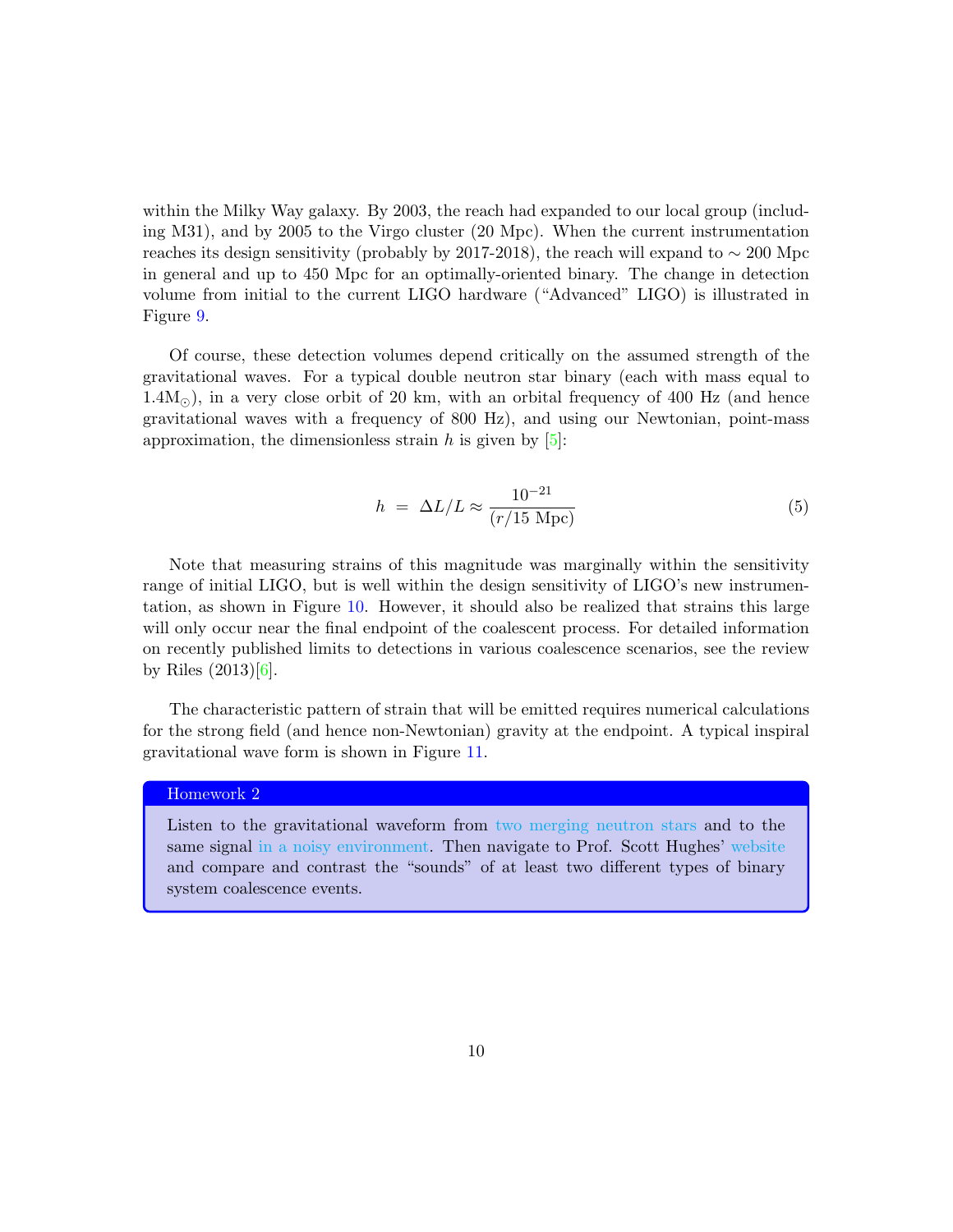within the Milky Way galaxy. By 2003, the reach had expanded to our local group (including M31), and by 2005 to the Virgo cluster (20 Mpc). When the current instrumentation reaches its design sensitivity (probably by 2017-2018), the reach will expand to $\sim$ 200 Mpc in general and up to 450 Mpc for an optimally-oriented binary. The change in detection volume from initial to the current LIGO hardware ("Advanced" LIGO) is illustrated in Figure 9.

Of course, these detection volumes depend critically on the assumed strength of the gravitational waves. For a typical double neutron star binary (each with mass equal to $1.4\text{M}_{\odot}$), in a very close orbit of 20 km, with an orbital frequency of 400 Hz (and hence gravitational waves with a frequency of 800 Hz), and using our Newtonian, point-mass approximation, the dimensionless strain $h$ is given by [5]:

$$h \; = \; \Delta L/L \approx \frac{10^{-21}}{(r/15 \text{ Mpc})} \tag{5}$$

Note that measuring strains of this magnitude was marginally within the sensitivity range of initial LIGO, but is well within the design sensitivity of LIGO's new instrumentation, as shown in Figure 10. However, it should also be realized that strains this large will only occur near the final endpoint of the coalescent process. For detailed information on recently published limits to detections in various coalescence scenarios, see the review by Riles (2013)[6].

The characteristic pattern of strain that will be emitted requires numerical calculations for the strong field (and hence non-Newtonian) gravity at the endpoint. A typical inspiral gravitational wave form is shown in Figure 11.

**Homework 2**

Listen to the gravitational waveform from two merging neutron stars and to the same signal in a noisy environment. Then navigate to Prof. Scott Hughes' website and compare and contrast the "sounds" of at least two different types of binary system coalescence events.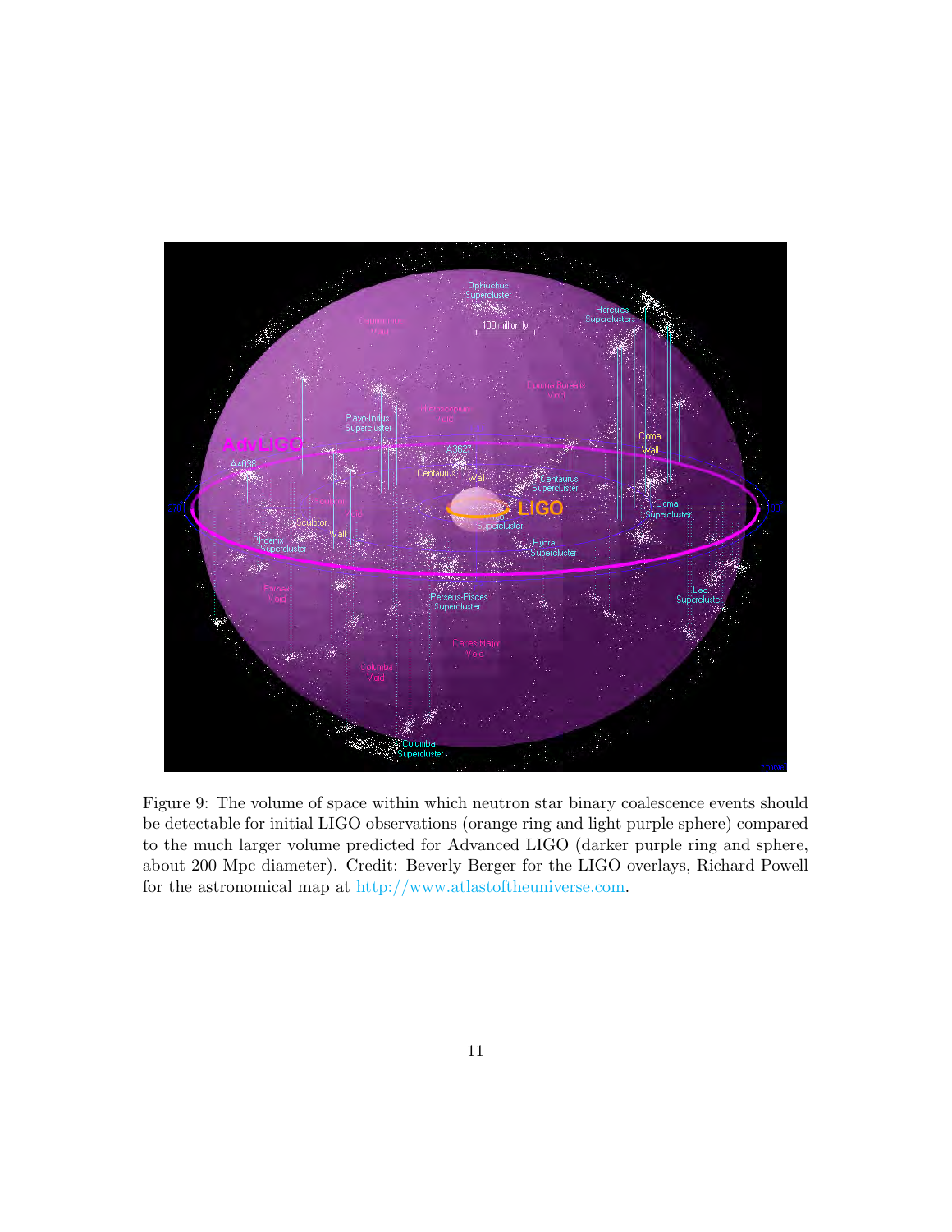Figure 9: The volume of space within which neutron star binary coalescence events should be detectable for initial LIGO observations (orange ring and light purple sphere) compared to the much larger volume predicted for Advanced LIGO (darker purple ring and sphere, about 200 Mpc diameter). Credit: Beverly Berger for the LIGO overlays, Richard Powell for the astronomical map at http://www.atlasoftheuniverse.com.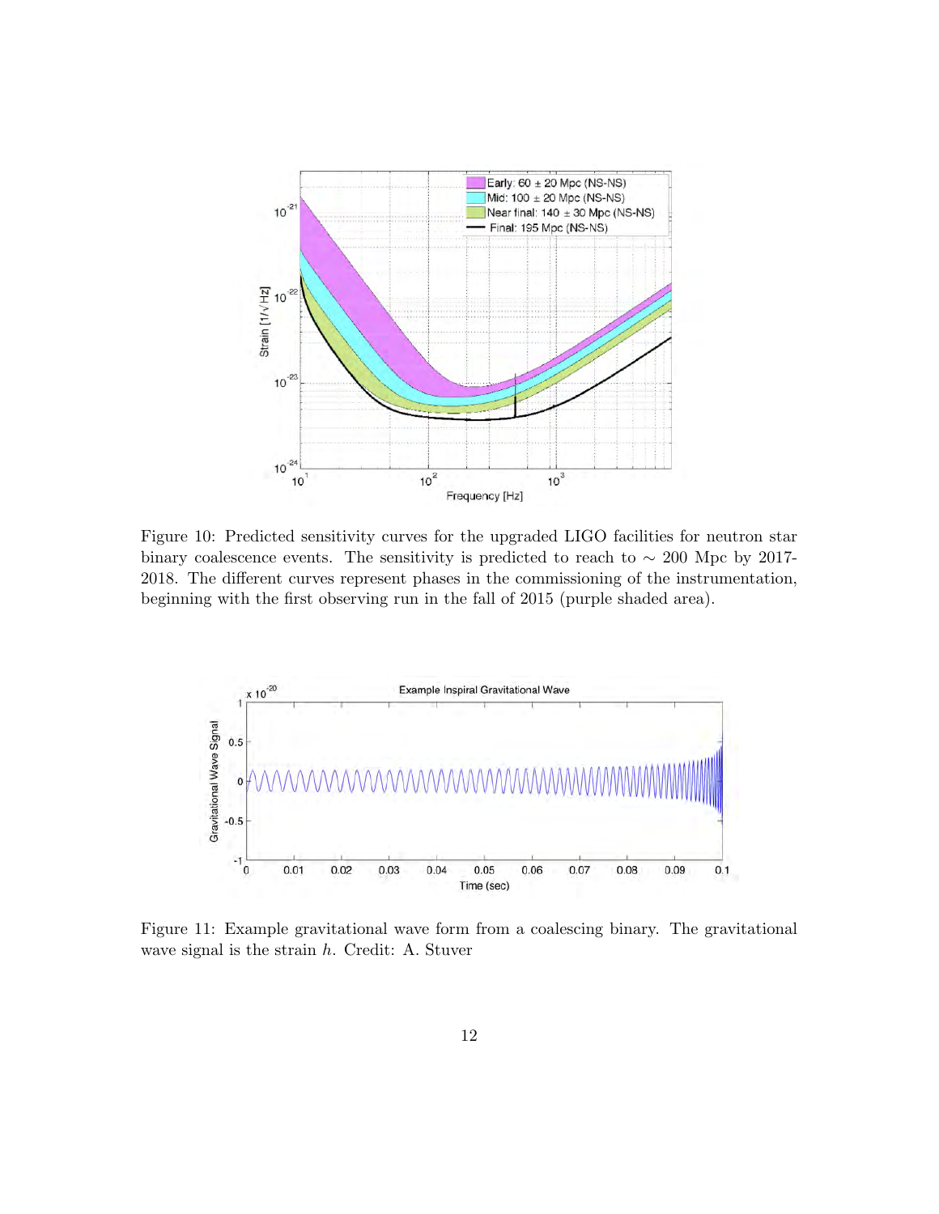Early: 60 ± 20 Mpc (NS-NS)
Mid: 100 ± 20 Mpc (NS-NS)
Near final: 140 ± 30 Mpc (NS-NS)
Final: 195 Mpc (NS-NS)

Strain [1/√Hz]

$10^{-21}$
$10^{-22}$
$10^{-23}$
$10^{-24}$

$10^{1}$
$10^{2}$
$10^{3}$

Frequency [Hz]

Figure 10: Predicted sensitivity curves for the upgraded LIGO facilities for neutron star binary coalescence events. The sensitivity is predicted to reach to ∼ 200 Mpc by 2017-2018. The different curves represent phases in the commissioning of the instrumentation, beginning with the first observing run in the fall of 2015 (purple shaded area).

Example Inspiral Gravitational Wave

x $10^{-20}$

Gravitational Wave Signal

1
0.5
0
-0.5
-1

0
0.01
0.02
0.03
0.04
0.05
0.06
0.07
0.08
0.09
0.1

Time (sec)

Figure 11: Example gravitational wave form from a coalescing binary. The gravitational wave signal is the strain $h$. Credit: A. Stuver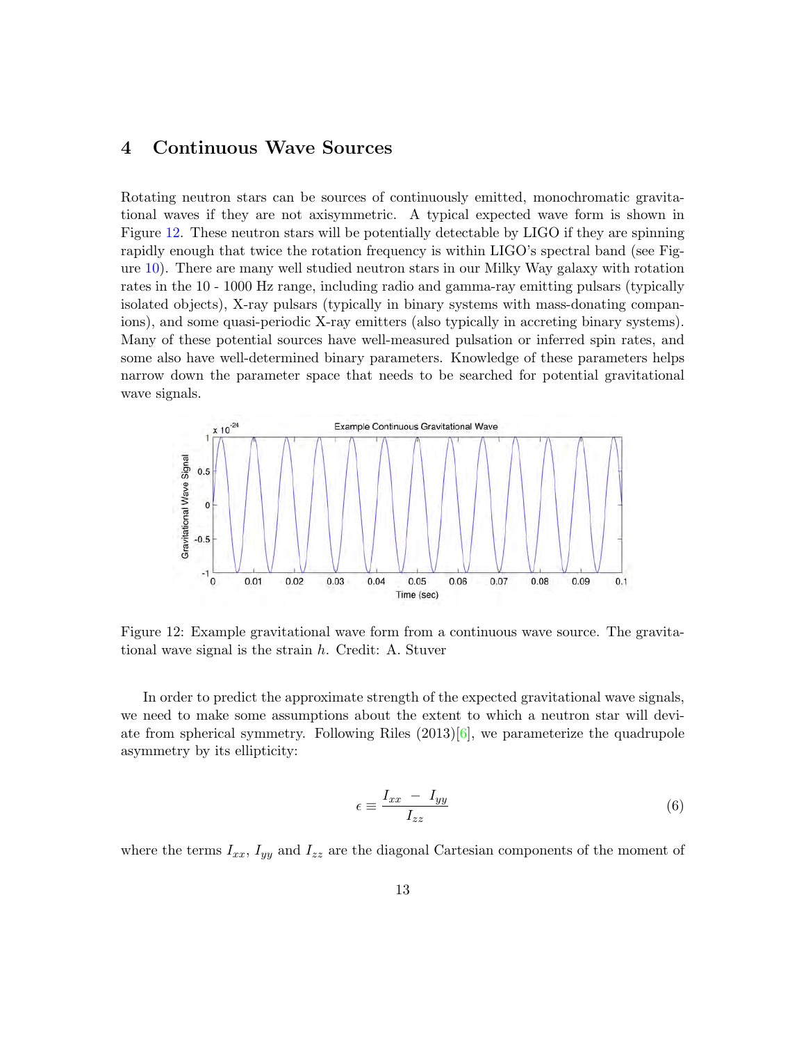## 4 Continuous Wave Sources

Rotating neutron stars can be sources of continuously emitted, monochromatic gravitational waves if they are not axisymmetric. A typical expected wave form is shown in Figure 12. These neutron stars will be potentially detectable by LIGO if they are spinning rapidly enough that twice the rotation frequency is within LIGO's spectral band (see Figure 10). There are many well studied neutron stars in our Milky Way galaxy with rotation rates in the 10 - 1000 Hz range, including radio and gamma-ray emitting pulsars (typically isolated objects), X-ray pulsars (typically in binary systems with mass-donating companions), and some quasi-periodic X-ray emitters (also typically in accreting binary systems). Many of these potential sources have well-measured pulsation or inferred spin rates, and some also have well-determined binary parameters. Knowledge of these parameters helps narrow down the parameter space that needs to be searched for potential gravitational wave signals.

Example Continuous Gravitational Wave

x 10^-24

Gravitational Wave Signal

1
0.5
0
-0.5
-1

0 0.01 0.02 0.03 0.04 0.05 0.06 0.07 0.08 0.09 0.1

Time (sec)

Figure 12: Example gravitational wave form from a continuous wave source. The gravitational wave signal is the strain $h$. Credit: A. Stuver

In order to predict the approximate strength of the expected gravitational wave signals, we need to make some assumptions about the extent to which a neutron star will deviate from spherical symmetry. Following Riles (2013)[6], we parameterize the quadrupole asymmetry by its ellipticity:

$$\epsilon \equiv \frac{I_{xx} - I_{yy}}{I_{zz}} \tag{6}$$

where the terms $I_{xx}$, $I_{yy}$ and $I_{zz}$ are the diagonal Cartesian components of the moment of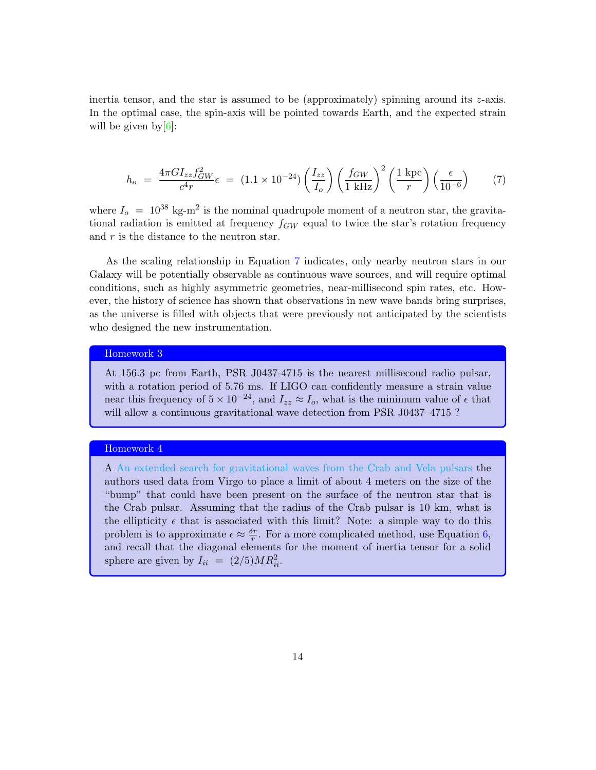inertia tensor, and the star is assumed to be (approximately) spinning around its $z$-axis. In the optimal case, the spin-axis will be pointed towards Earth, and the expected strain will be given by[6]:

$$h_o = \frac{4\pi G I_{zz} f_{GW}^2}{c^4 r}\epsilon = (1.1 \times 10^{-24})\left(\frac{I_{zz}}{I_o}\right)\left(\frac{f_{GW}}{1 \text{ kHz}}\right)^2\left(\frac{1 \text{ kpc}}{r}\right)\left(\frac{\epsilon}{10^{-6}}\right) \quad (7)$$

where $I_o = 10^{38}$ kg-m$^2$ is the nominal quadrupole moment of a neutron star, the gravitational radiation is emitted at frequency $f_{GW}$ equal to twice the star's rotation frequency and $r$ is the distance to the neutron star.

As the scaling relationship in Equation 7 indicates, only nearby neutron stars in our Galaxy will be potentially observable as continuous wave sources, and will require optimal conditions, such as highly asymmetric geometries, near-millisecond spin rates, etc. However, the history of science has shown that observations in new wave bands bring surprises, as the universe is filled with objects that were previously not anticipated by the scientists who designed the new instrumentation.

**Homework 3**

At 156.3 pc from Earth, PSR J0437-4715 is the nearest millisecond radio pulsar, with a rotation period of 5.76 ms. If LIGO can confidently measure a strain value near this frequency of $5 \times 10^{-24}$, and $I_{zz} \approx I_o$, what is the minimum value of $\epsilon$ that will allow a continuous gravitational wave detection from PSR J0437–4715 ?

**Homework 4**

A An extended search for gravitational waves from the Crab and Vela pulsars the authors used data from Virgo to place a limit of about 4 meters on the size of the "bump" that could have been present on the surface of the neutron star that is the Crab pulsar. Assuming that the radius of the Crab pulsar is 10 km, what is the ellipticity $\epsilon$ that is associated with this limit? Note: a simple way to do this problem is to approximate $\epsilon \approx \frac{\delta r}{r}$. For a more complicated method, use Equation 6, and recall that the diagonal elements for the moment of inertia tensor for a solid sphere are given by $I_{ii} = (2/5)MR_{ii}^2$.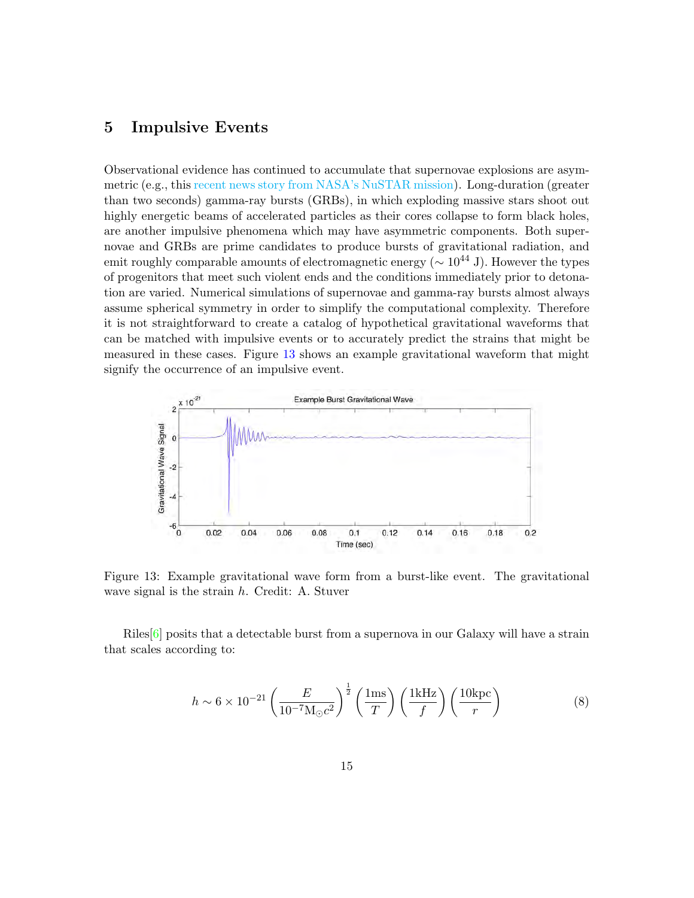## 5 Impulsive Events

Observational evidence has continued to accumulate that supernovae explosions are asymmetric (e.g., this recent news story from NASA's NuSTAR mission). Long-duration (greater than two seconds) gamma-ray bursts (GRBs), in which exploding massive stars shoot out highly energetic beams of accelerated particles as their cores collapse to form black holes, are another impulsive phenomena which may have asymmetric components. Both supernovae and GRBs are prime candidates to produce bursts of gravitational radiation, and emit roughly comparable amounts of electromagnetic energy ($\sim 10^{44}$ J). However the types of progenitors that meet such violent ends and the conditions immediately prior to detonation are varied. Numerical simulations of supernovae and gamma-ray bursts almost always assume spherical symmetry in order to simplify the computational complexity. Therefore it is not straightforward to create a catalog of hypothetical gravitational waveforms that can be matched with impulsive events or to accurately predict the strains that might be measured in these cases. Figure 13 shows an example gravitational waveform that might signify the occurrence of an impulsive event.

Example Burst Gravitational Wave

x 10^-21

Gravitational Wave Signal

2
0
-2
-4
-6

0 0.02 0.04 0.06 0.08 0.1 0.12 0.14 0.16 0.18 0.2

Time (sec)

Figure 13: Example gravitational wave form from a burst-like event. The gravitational wave signal is the strain $h$. Credit: A. Stuver

Riles[6] posits that a detectable burst from a supernova in our Galaxy will have a strain that scales according to:

$$h \sim 6 \times 10^{-21} \left( \frac{E}{10^{-7} \mathrm{M}_{\odot} c^2} \right)^{\frac{1}{2}} \left( \frac{1\mathrm{ms}}{T} \right) \left( \frac{1\mathrm{kHz}}{f} \right) \left( \frac{10\mathrm{kpc}}{r} \right) \tag{8}$$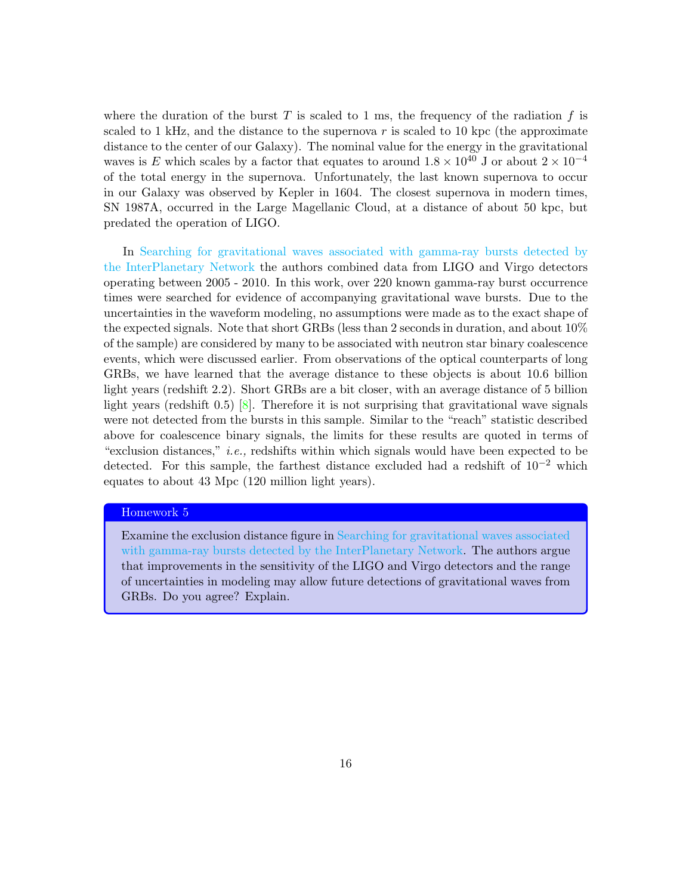where the duration of the burst $T$ is scaled to 1 ms, the frequency of the radiation $f$ is scaled to 1 kHz, and the distance to the supernova $r$ is scaled to 10 kpc (the approximate distance to the center of our Galaxy). The nominal value for the energy in the gravitational waves is $E$ which scales by a factor that equates to around $1.8 \times 10^{40}$ J or about $2 \times 10^{-4}$ of the total energy in the supernova. Unfortunately, the last known supernova to occur in our Galaxy was observed by Kepler in 1604. The closest supernova in modern times, SN 1987A, occurred in the Large Magellanic Cloud, at a distance of about 50 kpc, but predated the operation of LIGO.

In Searching for gravitational waves associated with gamma-ray bursts detected by the InterPlanetary Network the authors combined data from LIGO and Virgo detectors operating between 2005 - 2010. In this work, over 220 known gamma-ray burst occurrence times were searched for evidence of accompanying gravitational wave bursts. Due to the uncertainties in the waveform modeling, no assumptions were made as to the exact shape of the expected signals. Note that short GRBs (less than 2 seconds in duration, and about 10% of the sample) are considered by many to be associated with neutron star binary coalescence events, which were discussed earlier. From observations of the optical counterparts of long GRBs, we have learned that the average distance to these objects is about 10.6 billion light years (redshift 2.2). Short GRBs are a bit closer, with an average distance of 5 billion light years (redshift 0.5) [8]. Therefore it is not surprising that gravitational wave signals were not detected from the bursts in this sample. Similar to the "reach" statistic described above for coalescence binary signals, the limits for these results are quoted in terms of "exclusion distances," *i.e.,* redshifts within which signals would have been expected to be detected. For this sample, the farthest distance excluded had a redshift of $10^{-2}$ which equates to about 43 Mpc (120 million light years).

**Homework 5**

Examine the exclusion distance figure in Searching for gravitational waves associated with gamma-ray bursts detected by the InterPlanetary Network. The authors argue that improvements in the sensitivity of the LIGO and Virgo detectors and the range of uncertainties in modeling may allow future detections of gravitational waves from GRBs. Do you agree? Explain.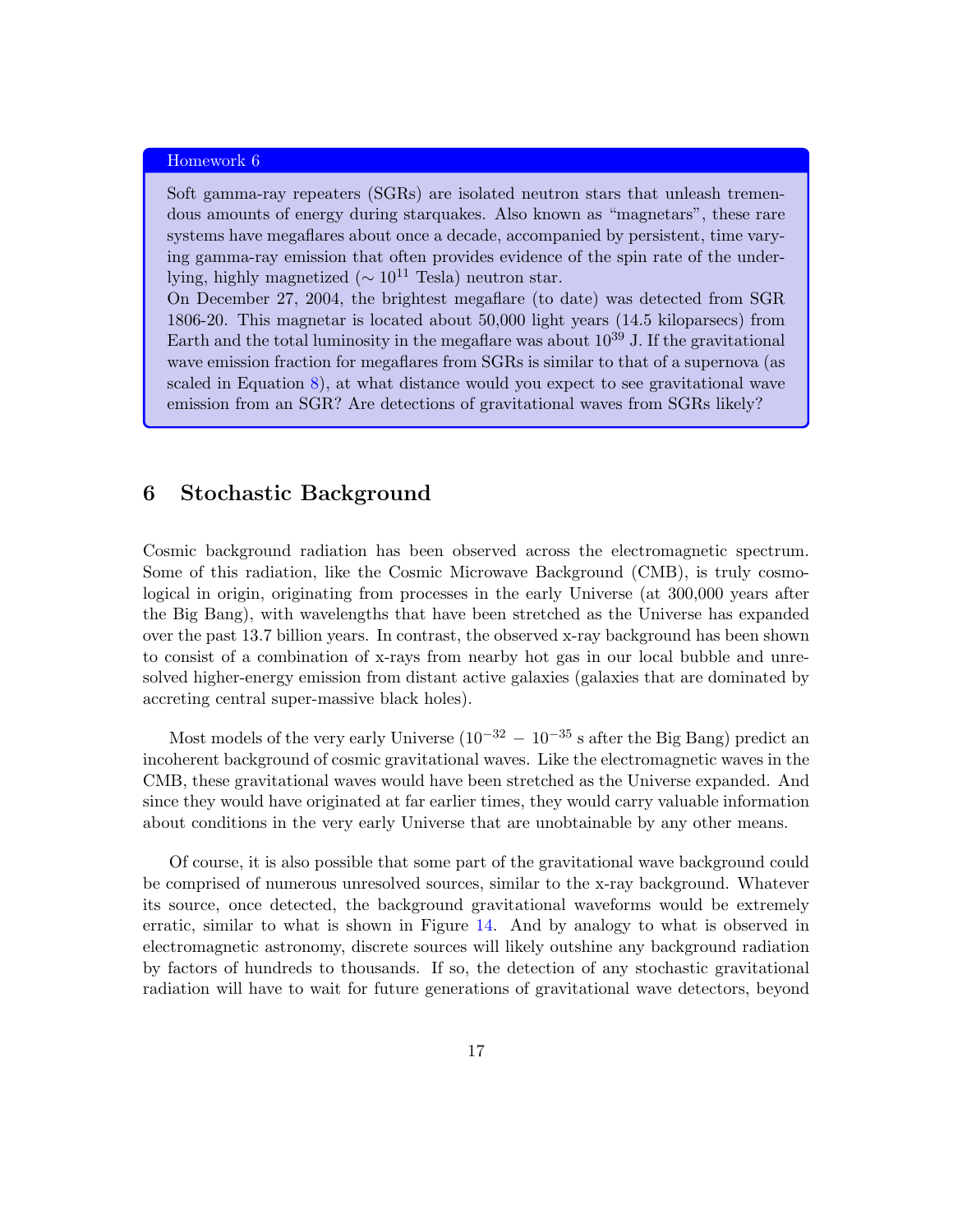> **Homework 6**
>
> Soft gamma-ray repeaters (SGRs) are isolated neutron stars that unleash tremendous amounts of energy during starquakes. Also known as "magnetars", these rare systems have megaflares about once a decade, accompanied by persistent, time varying gamma-ray emission that often provides evidence of the spin rate of the underlying, highly magnetized ($\sim 10^{11}$ Tesla) neutron star.
>
> On December 27, 2004, the brightest megaflare (to date) was detected from SGR 1806-20. This magnetar is located about 50,000 light years (14.5 kiloparsecs) from Earth and the total luminosity in the megaflare was about $10^{39}$ J. If the gravitational wave emission fraction for megaflares from SGRs is similar to that of a supernova (as scaled in Equation 8), at what distance would you expect to see gravitational wave emission from an SGR? Are detections of gravitational waves from SGRs likely?

## 6 Stochastic Background

Cosmic background radiation has been observed across the electromagnetic spectrum. Some of this radiation, like the Cosmic Microwave Background (CMB), is truly cosmological in origin, originating from processes in the early Universe (at 300,000 years after the Big Bang), with wavelengths that have been stretched as the Universe has expanded over the past 13.7 billion years. In contrast, the observed x-ray background has been shown to consist of a combination of x-rays from nearby hot gas in our local bubble and unresolved higher-energy emission from distant active galaxies (galaxies that are dominated by accreting central super-massive black holes).

Most models of the very early Universe ($10^{-32} - 10^{-35}$ s after the Big Bang) predict an incoherent background of cosmic gravitational waves. Like the electromagnetic waves in the CMB, these gravitational waves would have been stretched as the Universe expanded. And since they would have originated at far earlier times, they would carry valuable information about conditions in the very early Universe that are unobtainable by any other means.

Of course, it is also possible that some part of the gravitational wave background could be comprised of numerous unresolved sources, similar to the x-ray background. Whatever its source, once detected, the background gravitational waveforms would be extremely erratic, similar to what is shown in Figure 14. And by analogy to what is observed in electromagnetic astronomy, discrete sources will likely outshine any background radiation by factors of hundreds to thousands. If so, the detection of any stochastic gravitational radiation will have to wait for future generations of gravitational wave detectors, beyond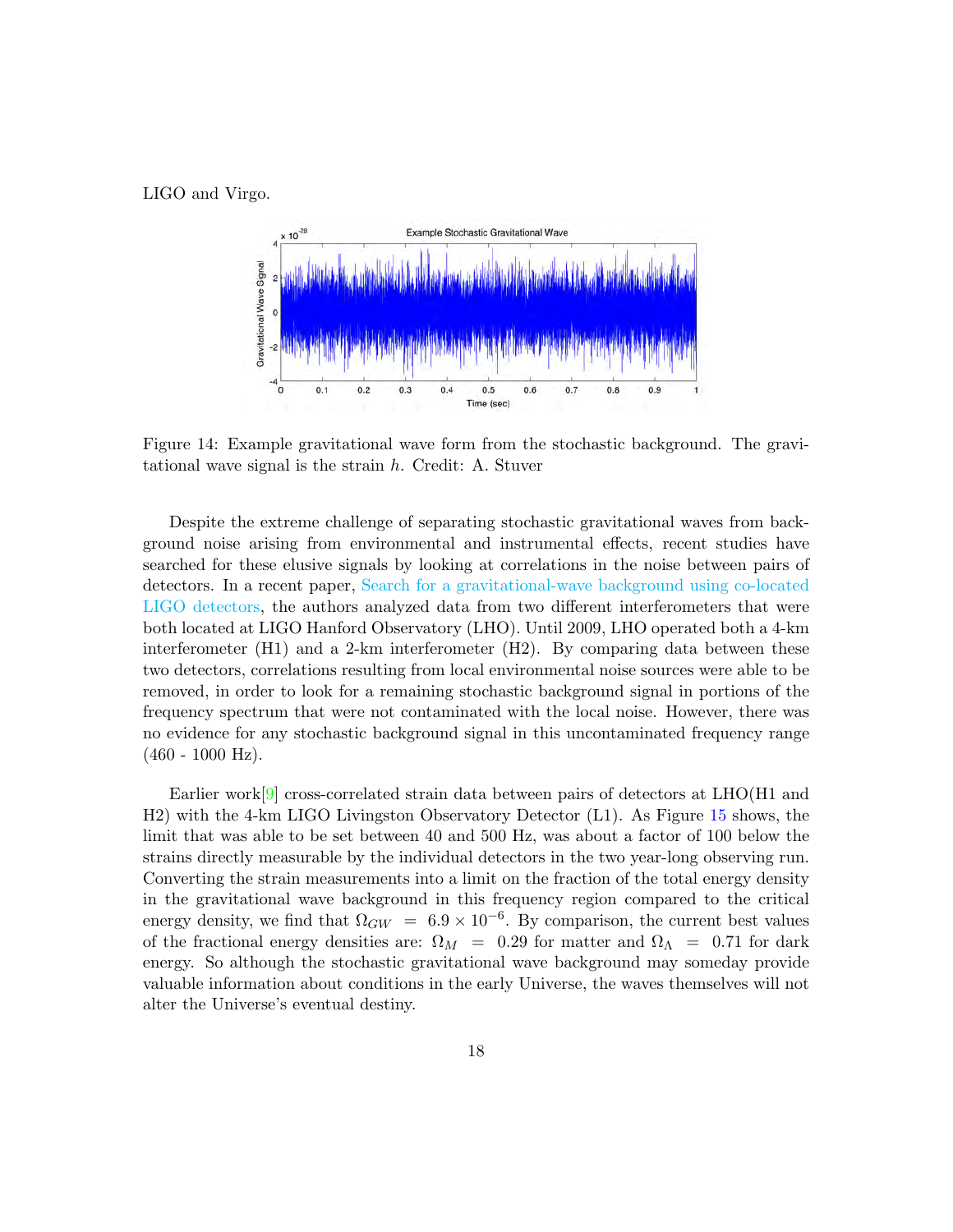LIGO and Virgo.

Example Stochastic Gravitational Wave

× 10^-28

Gravitational Wave Signal

Time (sec)

Figure 14: Example gravitational wave form from the stochastic background. The gravitational wave signal is the strain $h$. Credit: A. Stuver

Despite the extreme challenge of separating stochastic gravitational waves from background noise arising from environmental and instrumental effects, recent studies have searched for these elusive signals by looking at correlations in the noise between pairs of detectors. In a recent paper, Search for a gravitational-wave background using co-located LIGO detectors, the authors analyzed data from two different interferometers that were both located at LIGO Hanford Observatory (LHO). Until 2009, LHO operated both a 4-km interferometer (H1) and a 2-km interferometer (H2). By comparing data between these two detectors, correlations resulting from local environmental noise sources were able to be removed, in order to look for a remaining stochastic background signal in portions of the frequency spectrum that were not contaminated with the local noise. However, there was no evidence for any stochastic background signal in this uncontaminated frequency range (460 - 1000 Hz).

Earlier work[9] cross-correlated strain data between pairs of detectors at LHO(H1 and H2) with the 4-km LIGO Livingston Observatory Detector (L1). As Figure 15 shows, the limit that was able to be set between 40 and 500 Hz, was about a factor of 100 below the strains directly measurable by the individual detectors in the two year-long observing run. Converting the strain measurements into a limit on the fraction of the total energy density in the gravitational wave background in this frequency region compared to the critical energy density, we find that $\Omega_{GW} = 6.9 \times 10^{-6}$. By comparison, the current best values of the fractional energy densities are: $\Omega_M = 0.29$ for matter and $\Omega_\Lambda = 0.71$ for dark energy. So although the stochastic gravitational wave background may someday provide valuable information about conditions in the early Universe, the waves themselves will not alter the Universe's eventual destiny.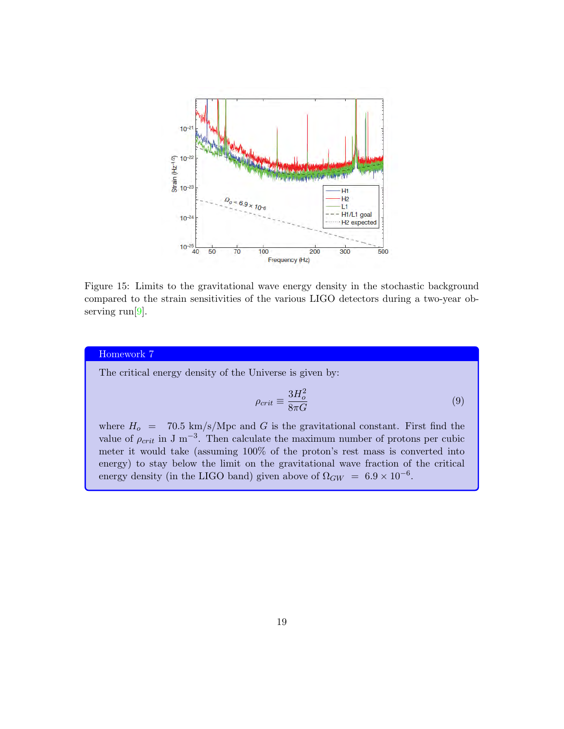Strain (Hz$^{-1/2}$)

$10^{-21}$

$10^{-22}$

$10^{-23}$

$10^{-24}$

$10^{-25}$

40 50 70 100 200 300 500

Frequency (Hz)

$\Omega_0 = 6.9 \times 10^{-6}$

H1

H2

L1

H1/L1 goal

H2 expected

Figure 15: Limits to the gravitational wave energy density in the stochastic background compared to the strain sensitivities of the various LIGO detectors during a two-year observing run[9].

## Homework 7

The critical energy density of the Universe is given by:

$$\rho_{crit} \equiv \frac{3H_o^2}{8\pi G} \tag{9}$$

where $H_o$ = 70.5 km/s/Mpc and $G$ is the gravitational constant. First find the value of $\rho_{crit}$ in J m$^{-3}$. Then calculate the maximum number of protons per cubic meter it would take (assuming 100% of the proton's rest mass is converted into energy) to stay below the limit on the gravitational wave fraction of the critical energy density (in the LIGO band) given above of $\Omega_{GW} = 6.9 \times 10^{-6}$.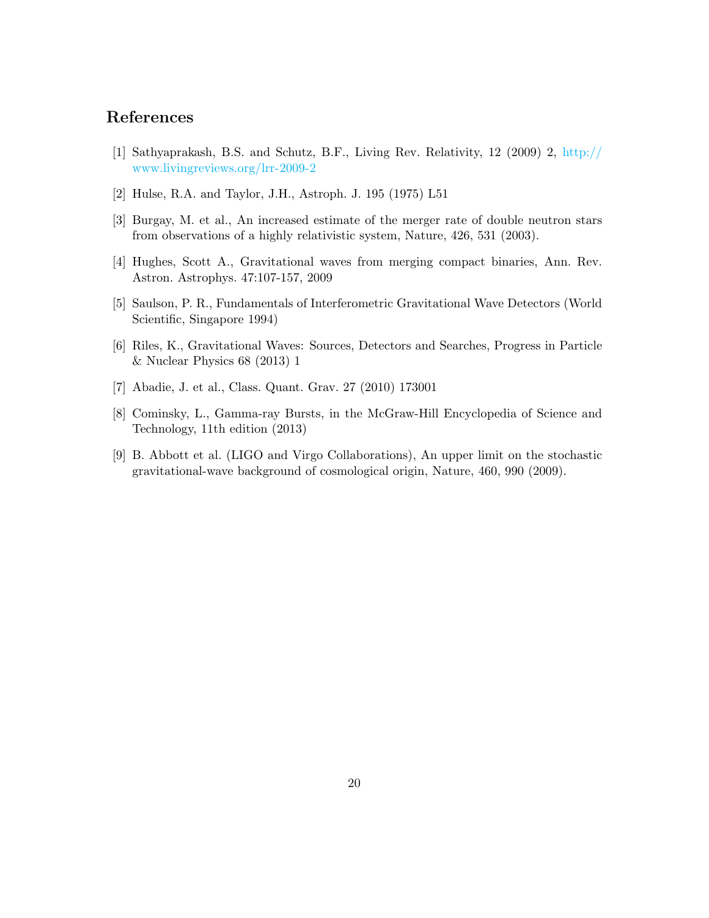## References

[1] Sathyaprakash, B.S. and Schutz, B.F., Living Rev. Relativity, 12 (2009) 2, http://www.livingreviews.org/lrr-2009-2

[2] Hulse, R.A. and Taylor, J.H., Astroph. J. 195 (1975) L51

[3] Burgay, M. et al., An increased estimate of the merger rate of double neutron stars from observations of a highly relativistic system, Nature, 426, 531 (2003).

[4] Hughes, Scott A., Gravitational waves from merging compact binaries, Ann. Rev. Astron. Astrophys. 47:107-157, 2009

[5] Saulson, P. R., Fundamentals of Interferometric Gravitational Wave Detectors (World Scientific, Singapore 1994)

[6] Riles, K., Gravitational Waves: Sources, Detectors and Searches, Progress in Particle & Nuclear Physics 68 (2013) 1

[7] Abadie, J. et al., Class. Quant. Grav. 27 (2010) 173001

[8] Cominsky, L., Gamma-ray Bursts, in the McGraw-Hill Encyclopedia of Science and Technology, 11th edition (2013)

[9] B. Abbott et al. (LIGO and Virgo Collaborations), An upper limit on the stochastic gravitational-wave background of cosmological origin, Nature, 460, 990 (2009).